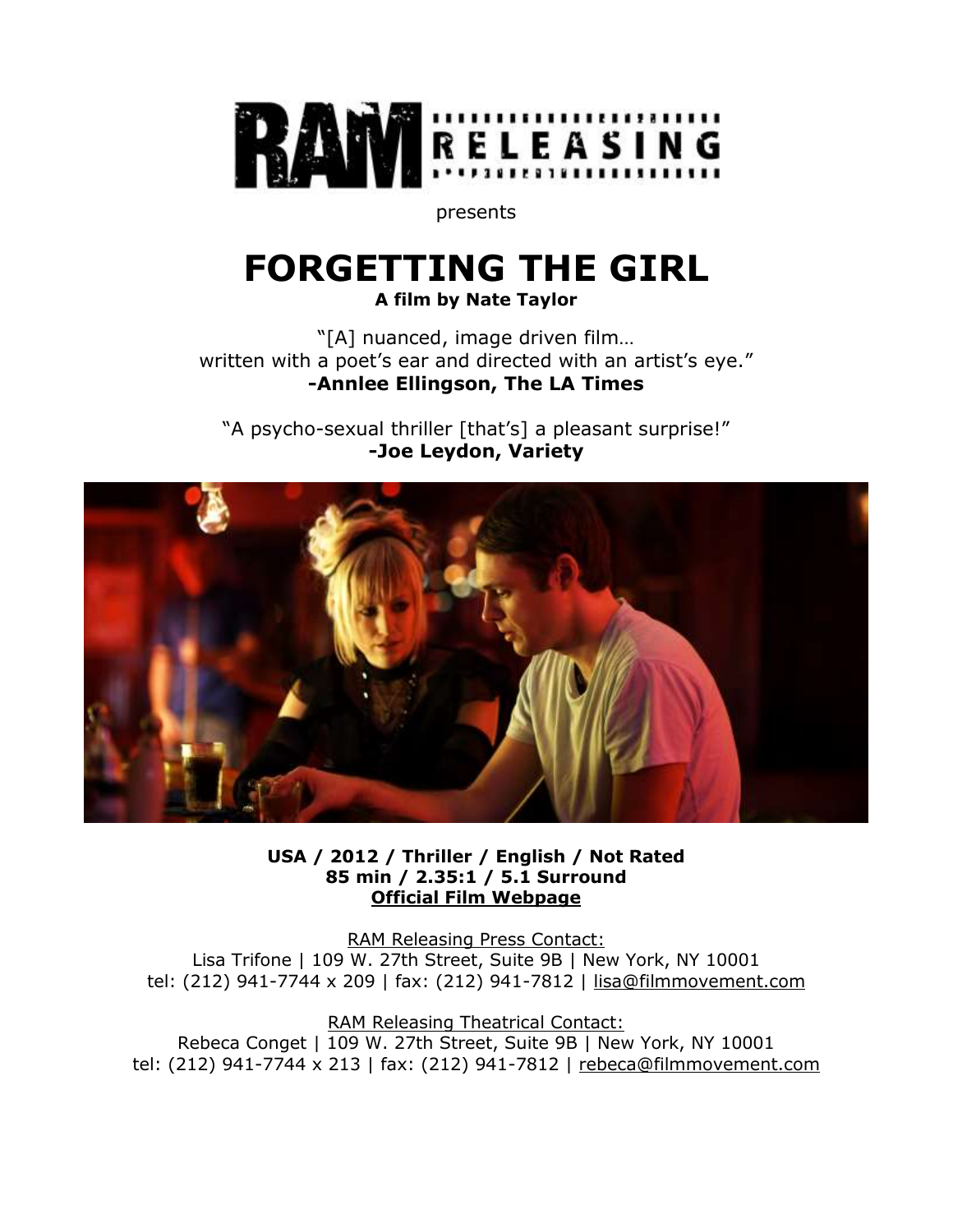RAM RELEASING

presents

# FORGETTING THE GIRL

**A film by Nate Taylor**

"[A] nuanced, image driven film…
written with a poet's ear and directed with an artist's eye."
**-Annlee Ellingson, The LA Times**

"A psycho-sexual thriller [that's] a pleasant surprise!"
**-Joe Leydon, Variety**

**USA / 2012 / Thriller / English / Not Rated**
**85 min / 2.35:1 / 5.1 Surround**
**Official Film Webpage**

RAM Releasing Press Contact:
Lisa Trifone | 109 W. 27th Street, Suite 9B | New York, NY 10001
tel: (212) 941-7744 x 209 | fax: (212) 941-7812 | lisa@filmmovement.com

RAM Releasing Theatrical Contact:
Rebeca Conget | 109 W. 27th Street, Suite 9B | New York, NY 10001
tel: (212) 941-7744 x 213 | fax: (212) 941-7812 | rebeca@filmmovement.com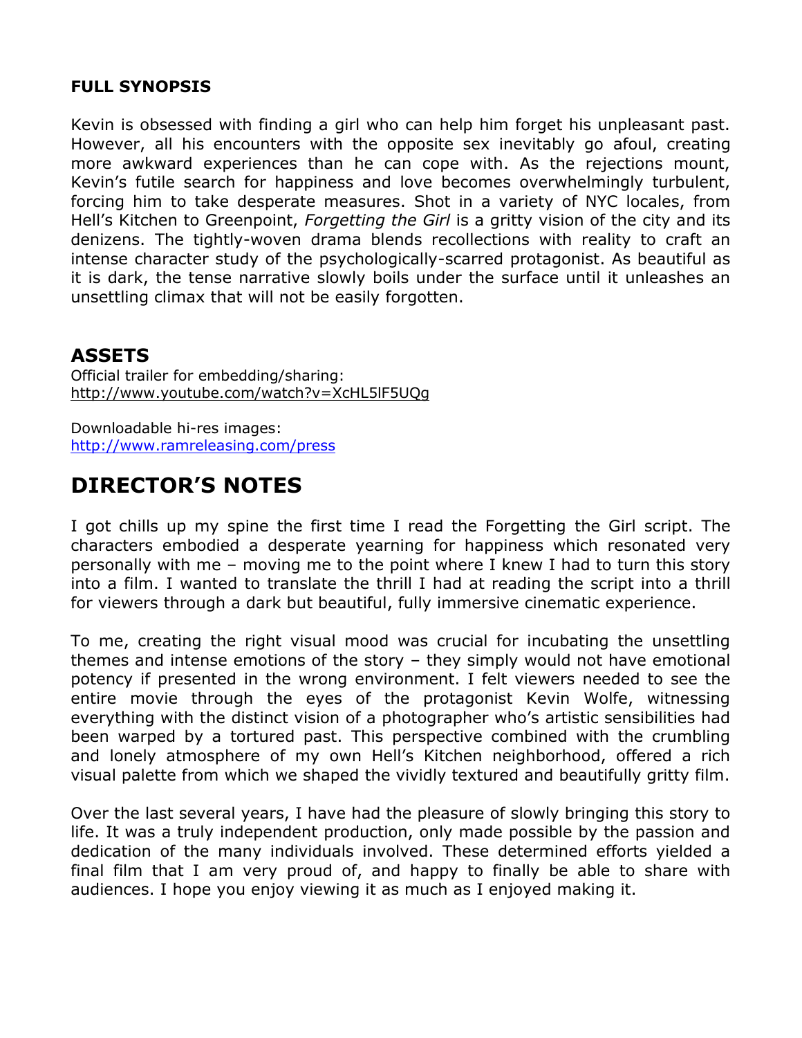### FULL SYNOPSIS

Kevin is obsessed with finding a girl who can help him forget his unpleasant past. However, all his encounters with the opposite sex inevitably go afoul, creating more awkward experiences than he can cope with. As the rejections mount, Kevin's futile search for happiness and love becomes overwhelmingly turbulent, forcing him to take desperate measures. Shot in a variety of NYC locales, from Hell's Kitchen to Greenpoint, *Forgetting the Girl* is a gritty vision of the city and its denizens. The tightly-woven drama blends recollections with reality to craft an intense character study of the psychologically-scarred protagonist. As beautiful as it is dark, the tense narrative slowly boils under the surface until it unleashes an unsettling climax that will not be easily forgotten.

## ASSETS

Official trailer for embedding/sharing:
http://www.youtube.com/watch?v=XcHL5lF5UQg

Downloadable hi-res images:
http://www.ramreleasing.com/press

# DIRECTOR'S NOTES

I got chills up my spine the first time I read the Forgetting the Girl script. The characters embodied a desperate yearning for happiness which resonated very personally with me – moving me to the point where I knew I had to turn this story into a film. I wanted to translate the thrill I had at reading the script into a thrill for viewers through a dark but beautiful, fully immersive cinematic experience.

To me, creating the right visual mood was crucial for incubating the unsettling themes and intense emotions of the story – they simply would not have emotional potency if presented in the wrong environment. I felt viewers needed to see the entire movie through the eyes of the protagonist Kevin Wolfe, witnessing everything with the distinct vision of a photographer who's artistic sensibilities had been warped by a tortured past. This perspective combined with the crumbling and lonely atmosphere of my own Hell's Kitchen neighborhood, offered a rich visual palette from which we shaped the vividly textured and beautifully gritty film.

Over the last several years, I have had the pleasure of slowly bringing this story to life. It was a truly independent production, only made possible by the passion and dedication of the many individuals involved. These determined efforts yielded a final film that I am very proud of, and happy to finally be able to share with audiences. I hope you enjoy viewing it as much as I enjoyed making it.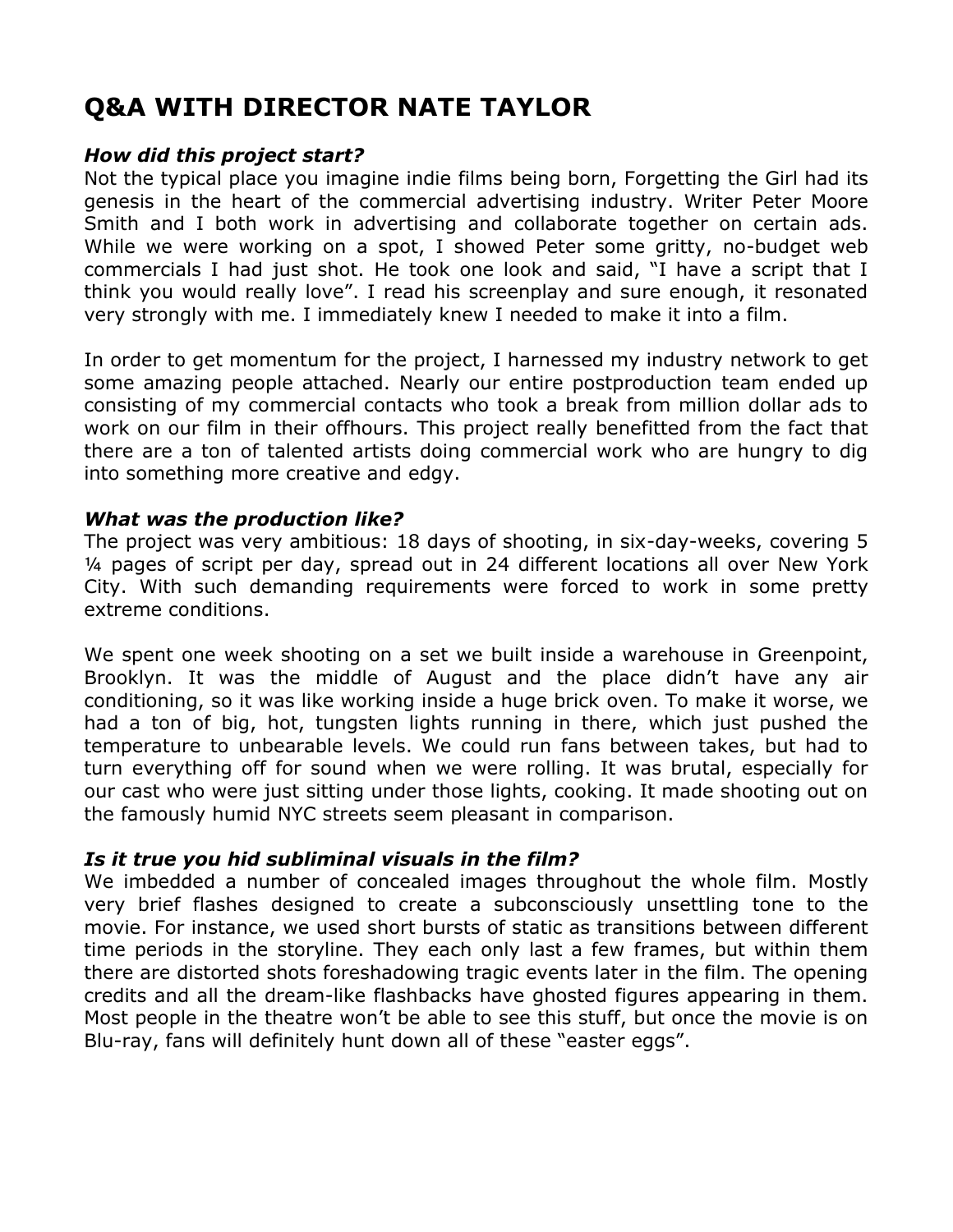## Q&A WITH DIRECTOR NATE TAYLOR

***How did this project start?***

Not the typical place you imagine indie films being born, Forgetting the Girl had its genesis in the heart of the commercial advertising industry. Writer Peter Moore Smith and I both work in advertising and collaborate together on certain ads. While we were working on a spot, I showed Peter some gritty, no-budget web commercials I had just shot. He took one look and said, "I have a script that I think you would really love". I read his screenplay and sure enough, it resonated very strongly with me. I immediately knew I needed to make it into a film.

In order to get momentum for the project, I harnessed my industry network to get some amazing people attached. Nearly our entire postproduction team ended up consisting of my commercial contacts who took a break from million dollar ads to work on our film in their offhours. This project really benefitted from the fact that there are a ton of talented artists doing commercial work who are hungry to dig into something more creative and edgy.

***What was the production like?***

The project was very ambitious: 18 days of shooting, in six-day-weeks, covering 5 ¼ pages of script per day, spread out in 24 different locations all over New York City. With such demanding requirements were forced to work in some pretty extreme conditions.

We spent one week shooting on a set we built inside a warehouse in Greenpoint, Brooklyn. It was the middle of August and the place didn't have any air conditioning, so it was like working inside a huge brick oven. To make it worse, we had a ton of big, hot, tungsten lights running in there, which just pushed the temperature to unbearable levels. We could run fans between takes, but had to turn everything off for sound when we were rolling. It was brutal, especially for our cast who were just sitting under those lights, cooking. It made shooting out on the famously humid NYC streets seem pleasant in comparison.

***Is it true you hid subliminal visuals in the film?***

We imbedded a number of concealed images throughout the whole film. Mostly very brief flashes designed to create a subconsciously unsettling tone to the movie. For instance, we used short bursts of static as transitions between different time periods in the storyline. They each only last a few frames, but within them there are distorted shots foreshadowing tragic events later in the film. The opening credits and all the dream-like flashbacks have ghosted figures appearing in them. Most people in the theatre won't be able to see this stuff, but once the movie is on Blu-ray, fans will definitely hunt down all of these "easter eggs".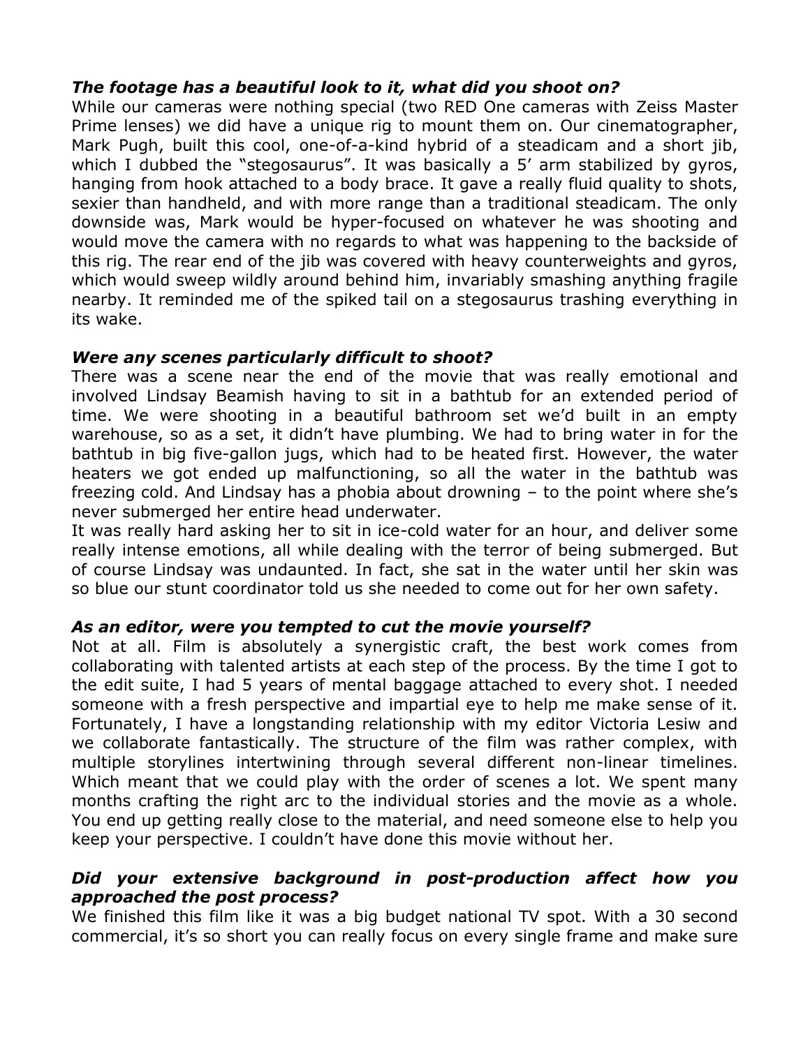***The footage has a beautiful look to it, what did you shoot on?***

While our cameras were nothing special (two RED One cameras with Zeiss Master Prime lenses) we did have a unique rig to mount them on. Our cinematographer, Mark Pugh, built this cool, one-of-a-kind hybrid of a steadicam and a short jib, which I dubbed the "stegosaurus". It was basically a 5' arm stabilized by gyros, hanging from hook attached to a body brace. It gave a really fluid quality to shots, sexier than handheld, and with more range than a traditional steadicam. The only downside was, Mark would be hyper-focused on whatever he was shooting and would move the camera with no regards to what was happening to the backside of this rig. The rear end of the jib was covered with heavy counterweights and gyros, which would sweep wildly around behind him, invariably smashing anything fragile nearby. It reminded me of the spiked tail on a stegosaurus trashing everything in its wake.

***Were any scenes particularly difficult to shoot?***

There was a scene near the end of the movie that was really emotional and involved Lindsay Beamish having to sit in a bathtub for an extended period of time. We were shooting in a beautiful bathroom set we'd built in an empty warehouse, so as a set, it didn't have plumbing. We had to bring water in for the bathtub in big five-gallon jugs, which had to be heated first. However, the water heaters we got ended up malfunctioning, so all the water in the bathtub was freezing cold. And Lindsay has a phobia about drowning – to the point where she's never submerged her entire head underwater.

It was really hard asking her to sit in ice-cold water for an hour, and deliver some really intense emotions, all while dealing with the terror of being submerged. But of course Lindsay was undaunted. In fact, she sat in the water until her skin was so blue our stunt coordinator told us she needed to come out for her own safety.

***As an editor, were you tempted to cut the movie yourself?***

Not at all. Film is absolutely a synergistic craft, the best work comes from collaborating with talented artists at each step of the process. By the time I got to the edit suite, I had 5 years of mental baggage attached to every shot. I needed someone with a fresh perspective and impartial eye to help me make sense of it. Fortunately, I have a longstanding relationship with my editor Victoria Lesiw and we collaborate fantastically. The structure of the film was rather complex, with multiple storylines intertwining through several different non-linear timelines. Which meant that we could play with the order of scenes a lot. We spent many months crafting the right arc to the individual stories and the movie as a whole. You end up getting really close to the material, and need someone else to help you keep your perspective. I couldn't have done this movie without her.

***Did your extensive background in post-production affect how you approached the post process?***

We finished this film like it was a big budget national TV spot. With a 30 second commercial, it's so short you can really focus on every single frame and make sure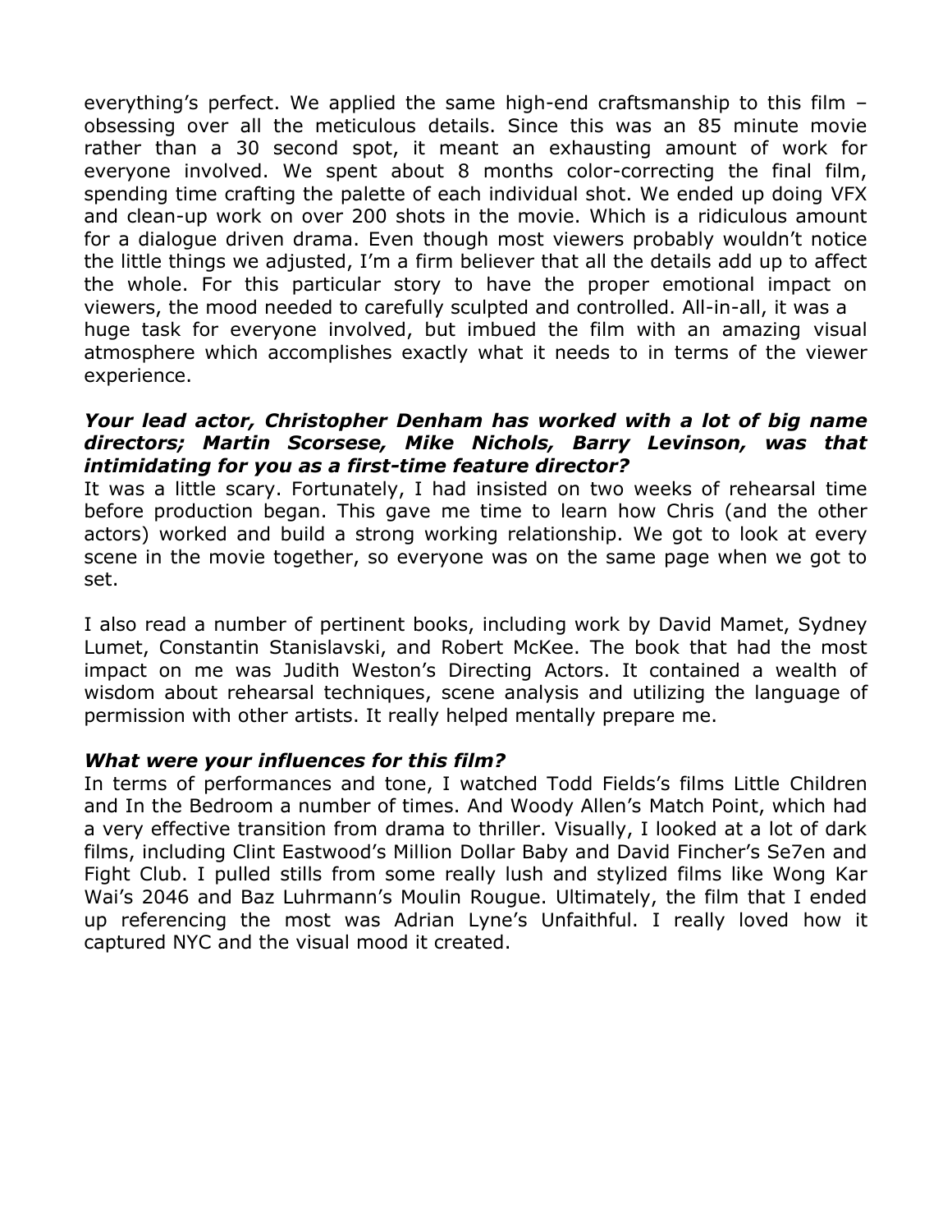everything's perfect. We applied the same high-end craftsmanship to this film – obsessing over all the meticulous details. Since this was an 85 minute movie rather than a 30 second spot, it meant an exhausting amount of work for everyone involved. We spent about 8 months color-correcting the final film, spending time crafting the palette of each individual shot. We ended up doing VFX and clean-up work on over 200 shots in the movie. Which is a ridiculous amount for a dialogue driven drama. Even though most viewers probably wouldn't notice the little things we adjusted, I'm a firm believer that all the details add up to affect the whole. For this particular story to have the proper emotional impact on viewers, the mood needed to carefully sculpted and controlled. All-in-all, it was a huge task for everyone involved, but imbued the film with an amazing visual atmosphere which accomplishes exactly what it needs to in terms of the viewer experience.

***Your lead actor, Christopher Denham has worked with a lot of big name directors; Martin Scorsese, Mike Nichols, Barry Levinson, was that intimidating for you as a first-time feature director?***

It was a little scary. Fortunately, I had insisted on two weeks of rehearsal time before production began. This gave me time to learn how Chris (and the other actors) worked and build a strong working relationship. We got to look at every scene in the movie together, so everyone was on the same page when we got to set.

I also read a number of pertinent books, including work by David Mamet, Sydney Lumet, Constantin Stanislavski, and Robert McKee. The book that had the most impact on me was Judith Weston's Directing Actors. It contained a wealth of wisdom about rehearsal techniques, scene analysis and utilizing the language of permission with other artists. It really helped mentally prepare me.

***What were your influences for this film?***

In terms of performances and tone, I watched Todd Fields's films Little Children and In the Bedroom a number of times. And Woody Allen's Match Point, which had a very effective transition from drama to thriller. Visually, I looked at a lot of dark films, including Clint Eastwood's Million Dollar Baby and David Fincher's Se7en and Fight Club. I pulled stills from some really lush and stylized films like Wong Kar Wai's 2046 and Baz Luhrmann's Moulin Rougue. Ultimately, the film that I ended up referencing the most was Adrian Lyne's Unfaithful. I really loved how it captured NYC and the visual mood it created.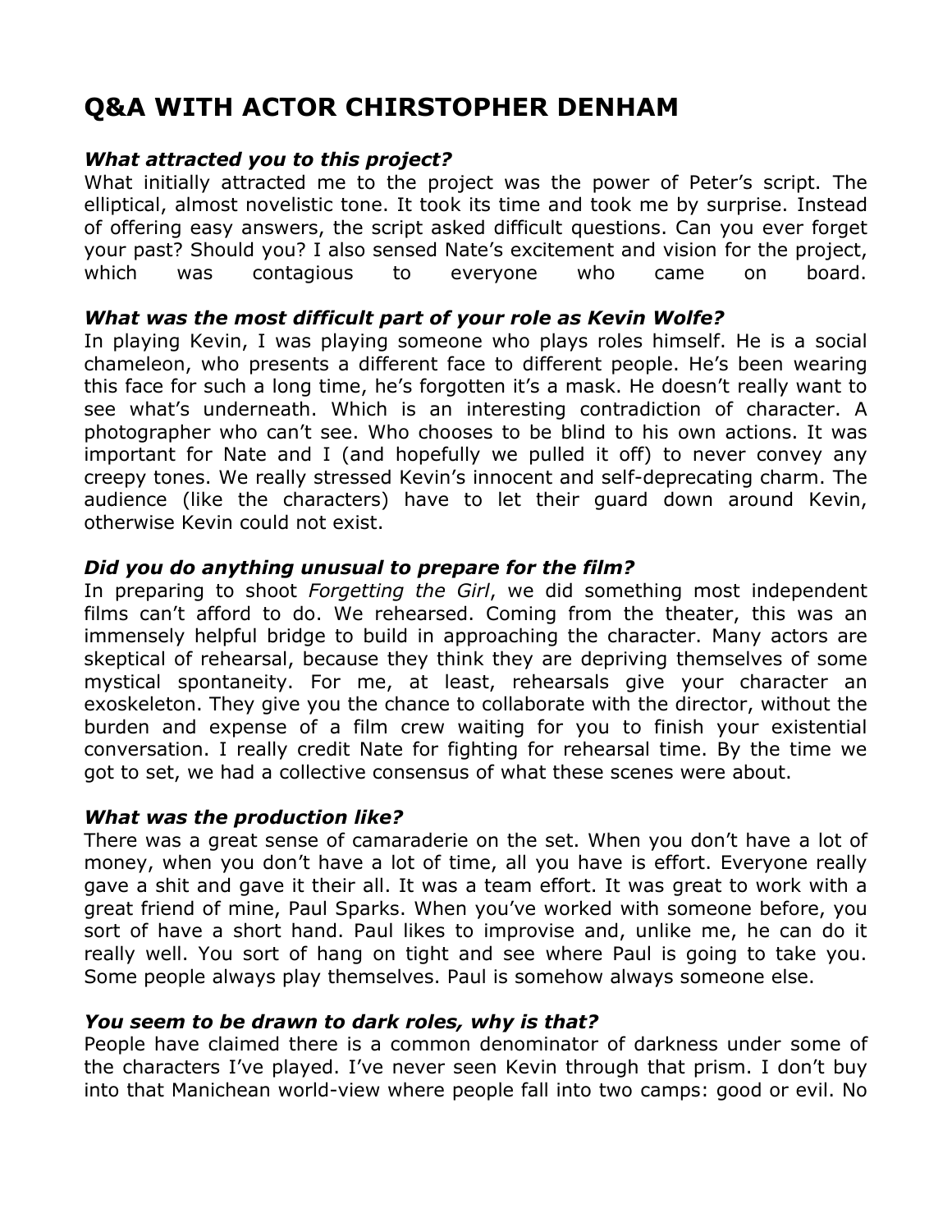# Q&A WITH ACTOR CHIRSTOPHER DENHAM

***What attracted you to this project?***

What initially attracted me to the project was the power of Peter's script. The elliptical, almost novelistic tone. It took its time and took me by surprise. Instead of offering easy answers, the script asked difficult questions. Can you ever forget your past? Should you? I also sensed Nate's excitement and vision for the project, which was contagious to everyone who came on board.

***What was the most difficult part of your role as Kevin Wolfe?***

In playing Kevin, I was playing someone who plays roles himself. He is a social chameleon, who presents a different face to different people. He's been wearing this face for such a long time, he's forgotten it's a mask. He doesn't really want to see what's underneath. Which is an interesting contradiction of character. A photographer who can't see. Who chooses to be blind to his own actions. It was important for Nate and I (and hopefully we pulled it off) to never convey any creepy tones. We really stressed Kevin's innocent and self-deprecating charm. The audience (like the characters) have to let their guard down around Kevin, otherwise Kevin could not exist.

***Did you do anything unusual to prepare for the film?***

In preparing to shoot *Forgetting the Girl*, we did something most independent films can't afford to do. We rehearsed. Coming from the theater, this was an immensely helpful bridge to build in approaching the character. Many actors are skeptical of rehearsal, because they think they are depriving themselves of some mystical spontaneity. For me, at least, rehearsals give your character an exoskeleton. They give you the chance to collaborate with the director, without the burden and expense of a film crew waiting for you to finish your existential conversation. I really credit Nate for fighting for rehearsal time. By the time we got to set, we had a collective consensus of what these scenes were about.

***What was the production like?***

There was a great sense of camaraderie on the set. When you don't have a lot of money, when you don't have a lot of time, all you have is effort. Everyone really gave a shit and gave it their all. It was a team effort. It was great to work with a great friend of mine, Paul Sparks. When you've worked with someone before, you sort of have a short hand. Paul likes to improvise and, unlike me, he can do it really well. You sort of hang on tight and see where Paul is going to take you. Some people always play themselves. Paul is somehow always someone else.

***You seem to be drawn to dark roles, why is that?***

People have claimed there is a common denominator of darkness under some of the characters I've played. I've never seen Kevin through that prism. I don't buy into that Manichean world-view where people fall into two camps: good or evil. No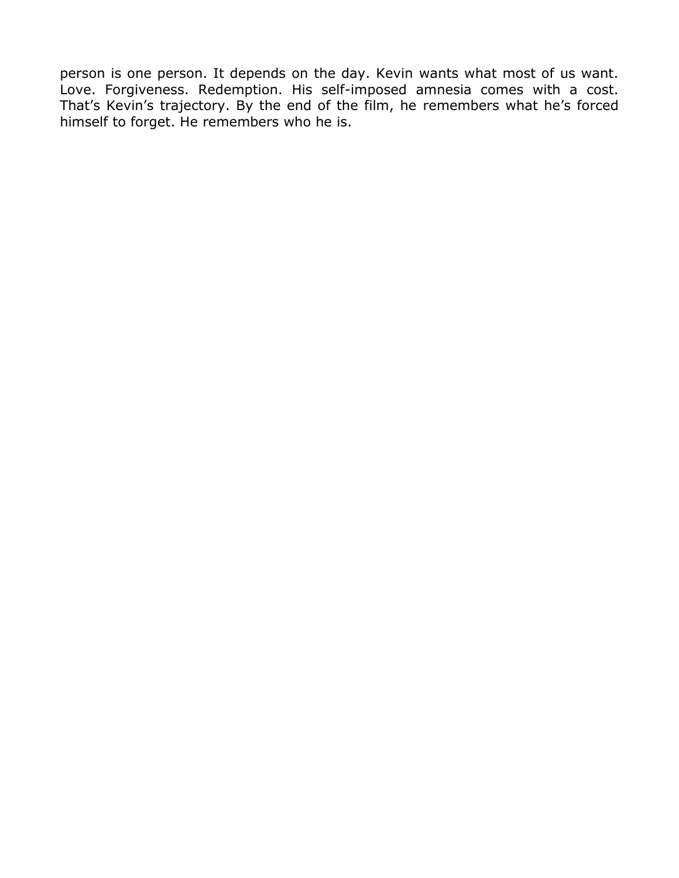person is one person. It depends on the day. Kevin wants what most of us want. Love. Forgiveness. Redemption. His self-imposed amnesia comes with a cost. That’s Kevin’s trajectory. By the end of the film, he remembers what he’s forced himself to forget. He remembers who he is.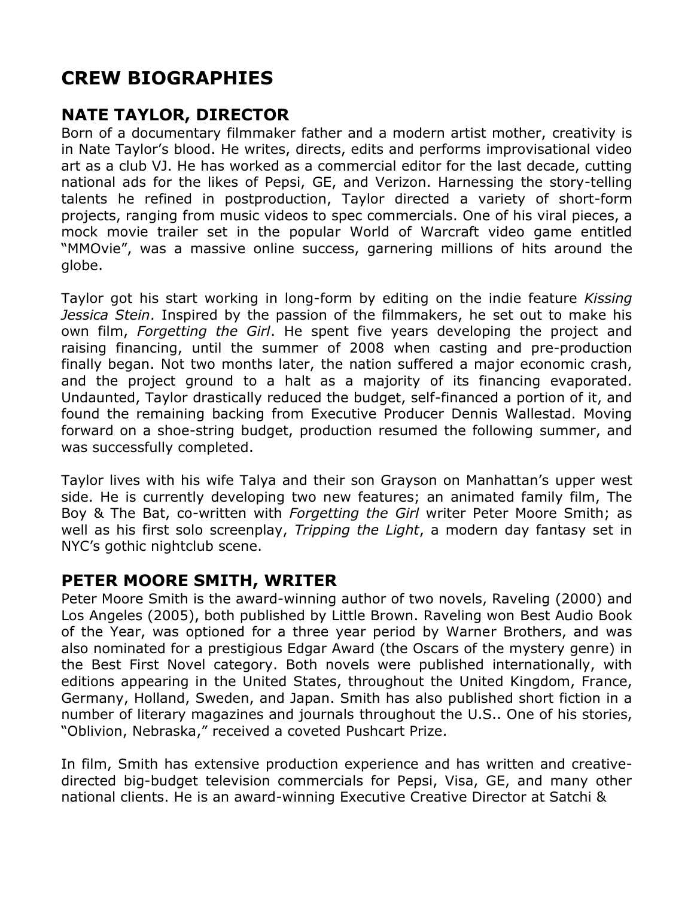# CREW BIOGRAPHIES

## NATE TAYLOR, DIRECTOR

Born of a documentary filmmaker father and a modern artist mother, creativity is in Nate Taylor's blood. He writes, directs, edits and performs improvisational video art as a club VJ. He has worked as a commercial editor for the last decade, cutting national ads for the likes of Pepsi, GE, and Verizon. Harnessing the story-telling talents he refined in postproduction, Taylor directed a variety of short-form projects, ranging from music videos to spec commercials. One of his viral pieces, a mock movie trailer set in the popular World of Warcraft video game entitled "MMOvie", was a massive online success, garnering millions of hits around the globe.

Taylor got his start working in long-form by editing on the indie feature *Kissing Jessica Stein*. Inspired by the passion of the filmmakers, he set out to make his own film, *Forgetting the Girl*. He spent five years developing the project and raising financing, until the summer of 2008 when casting and pre-production finally began. Not two months later, the nation suffered a major economic crash, and the project ground to a halt as a majority of its financing evaporated. Undaunted, Taylor drastically reduced the budget, self-financed a portion of it, and found the remaining backing from Executive Producer Dennis Wallestad. Moving forward on a shoe-string budget, production resumed the following summer, and was successfully completed.

Taylor lives with his wife Talya and their son Grayson on Manhattan's upper west side. He is currently developing two new features; an animated family film, The Boy & The Bat, co-written with *Forgetting the Girl* writer Peter Moore Smith; as well as his first solo screenplay, *Tripping the Light*, a modern day fantasy set in NYC's gothic nightclub scene.

## PETER MOORE SMITH, WRITER

Peter Moore Smith is the award-winning author of two novels, Raveling (2000) and Los Angeles (2005), both published by Little Brown. Raveling won Best Audio Book of the Year, was optioned for a three year period by Warner Brothers, and was also nominated for a prestigious Edgar Award (the Oscars of the mystery genre) in the Best First Novel category. Both novels were published internationally, with editions appearing in the United States, throughout the United Kingdom, France, Germany, Holland, Sweden, and Japan. Smith has also published short fiction in a number of literary magazines and journals throughout the U.S.. One of his stories, "Oblivion, Nebraska," received a coveted Pushcart Prize.

In film, Smith has extensive production experience and has written and creative-directed big-budget television commercials for Pepsi, Visa, GE, and many other national clients. He is an award-winning Executive Creative Director at Satchi &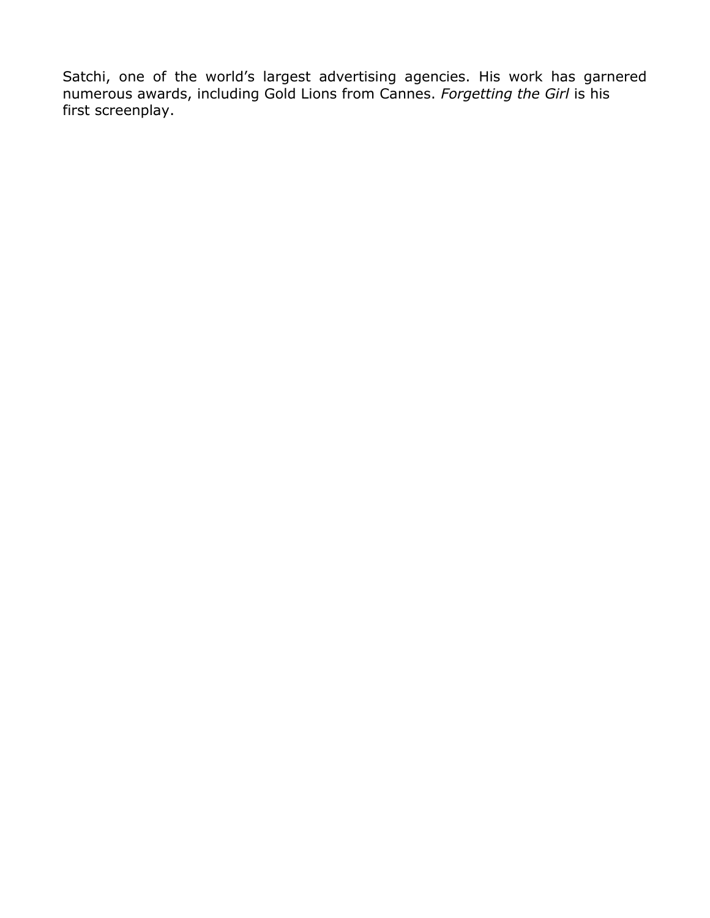Satchi, one of the world's largest advertising agencies. His work has garnered numerous awards, including Gold Lions from Cannes. *Forgetting the Girl* is his first screenplay.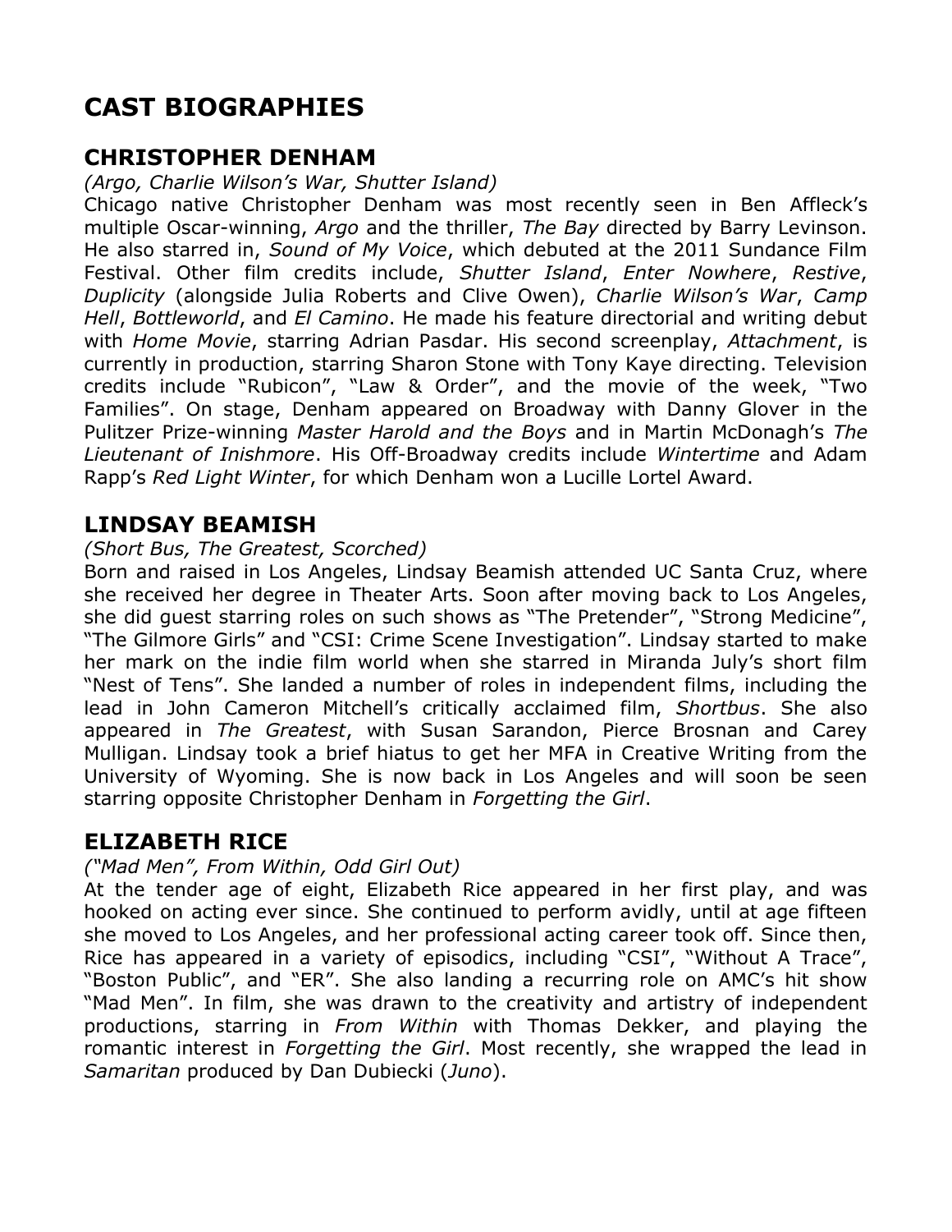# CAST BIOGRAPHIES

## CHRISTOPHER DENHAM

*(Argo, Charlie Wilson's War, Shutter Island)*

Chicago native Christopher Denham was most recently seen in Ben Affleck's multiple Oscar-winning, *Argo* and the thriller, *The Bay* directed by Barry Levinson. He also starred in, *Sound of My Voice*, which debuted at the 2011 Sundance Film Festival. Other film credits include, *Shutter Island*, *Enter Nowhere*, *Restive*, *Duplicity* (alongside Julia Roberts and Clive Owen), *Charlie Wilson's War*, *Camp Hell*, *Bottleworld*, and *El Camino*. He made his feature directorial and writing debut with *Home Movie*, starring Adrian Pasdar. His second screenplay, *Attachment*, is currently in production, starring Sharon Stone with Tony Kaye directing. Television credits include "Rubicon", "Law & Order", and the movie of the week, "Two Families". On stage, Denham appeared on Broadway with Danny Glover in the Pulitzer Prize-winning *Master Harold and the Boys* and in Martin McDonagh's *The Lieutenant of Inishmore*. His Off-Broadway credits include *Wintertime* and Adam Rapp's *Red Light Winter*, for which Denham won a Lucille Lortel Award.

## LINDSAY BEAMISH

*(Short Bus, The Greatest, Scorched)*

Born and raised in Los Angeles, Lindsay Beamish attended UC Santa Cruz, where she received her degree in Theater Arts. Soon after moving back to Los Angeles, she did guest starring roles on such shows as "The Pretender", "Strong Medicine", "The Gilmore Girls" and "CSI: Crime Scene Investigation". Lindsay started to make her mark on the indie film world when she starred in Miranda July's short film "Nest of Tens". She landed a number of roles in independent films, including the lead in John Cameron Mitchell's critically acclaimed film, *Shortbus*. She also appeared in *The Greatest*, with Susan Sarandon, Pierce Brosnan and Carey Mulligan. Lindsay took a brief hiatus to get her MFA in Creative Writing from the University of Wyoming. She is now back in Los Angeles and will soon be seen starring opposite Christopher Denham in *Forgetting the Girl*.

## ELIZABETH RICE

*("Mad Men", From Within, Odd Girl Out)*

At the tender age of eight, Elizabeth Rice appeared in her first play, and was hooked on acting ever since. She continued to perform avidly, until at age fifteen she moved to Los Angeles, and her professional acting career took off. Since then, Rice has appeared in a variety of episodics, including "CSI", "Without A Trace", "Boston Public", and "ER". She also landing a recurring role on AMC's hit show "Mad Men". In film, she was drawn to the creativity and artistry of independent productions, starring in *From Within* with Thomas Dekker, and playing the romantic interest in *Forgetting the Girl*. Most recently, she wrapped the lead in *Samaritan* produced by Dan Dubiecki (*Juno*).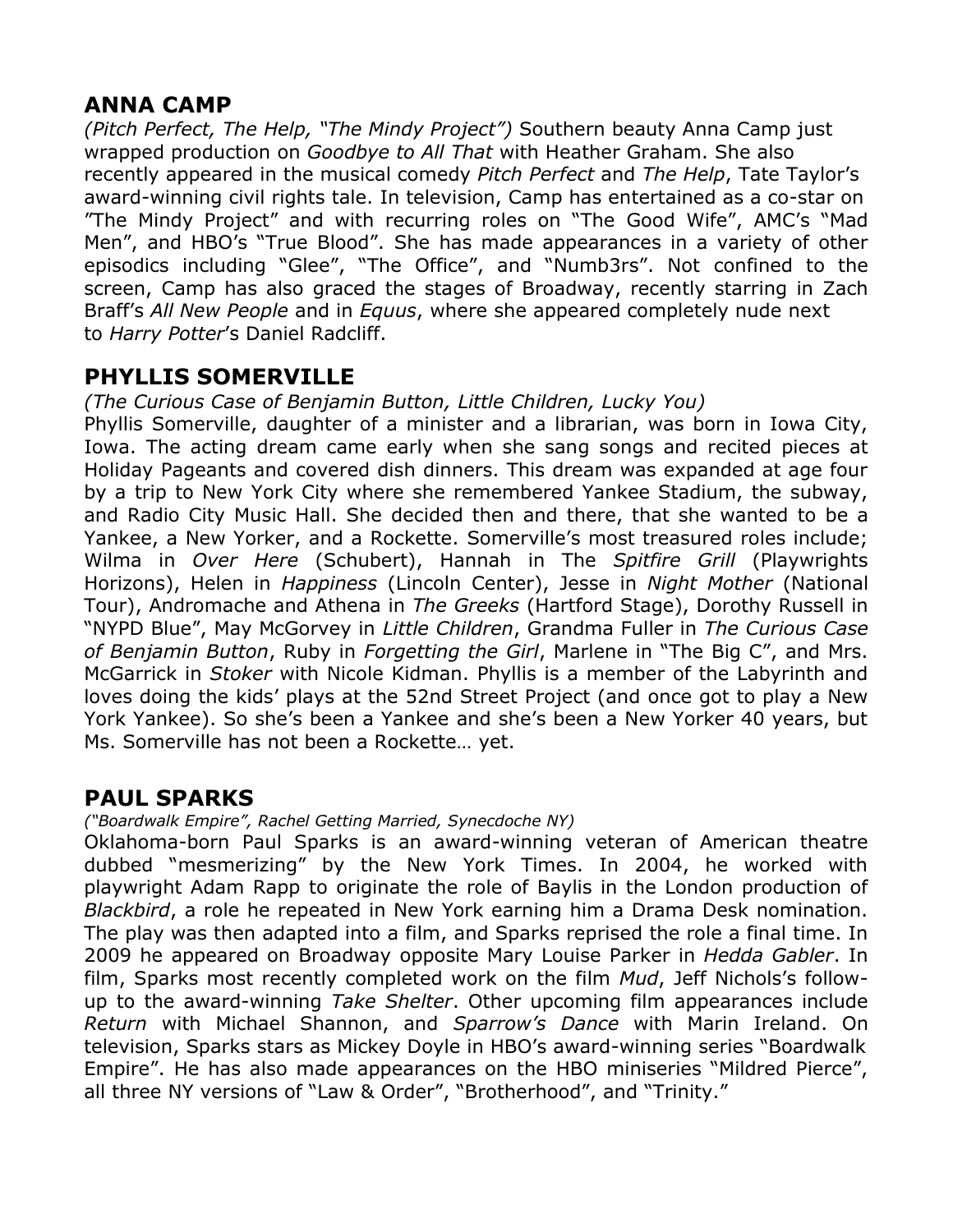## ANNA CAMP

*(Pitch Perfect, The Help, "The Mindy Project")* Southern beauty Anna Camp just wrapped production on *Goodbye to All That* with Heather Graham. She also recently appeared in the musical comedy *Pitch Perfect* and *The Help*, Tate Taylor's award-winning civil rights tale. In television, Camp has entertained as a co-star on "The Mindy Project" and with recurring roles on "The Good Wife", AMC's "Mad Men", and HBO's "True Blood". She has made appearances in a variety of other episodics including "Glee", "The Office", and "Numb3rs". Not confined to the screen, Camp has also graced the stages of Broadway, recently starring in Zach Braff's *All New People* and in *Equus*, where she appeared completely nude next to *Harry Potter*'s Daniel Radcliff.

## PHYLLIS SOMERVILLE

*(The Curious Case of Benjamin Button, Little Children, Lucky You)*

Phyllis Somerville, daughter of a minister and a librarian, was born in Iowa City, Iowa. The acting dream came early when she sang songs and recited pieces at Holiday Pageants and covered dish dinners. This dream was expanded at age four by a trip to New York City where she remembered Yankee Stadium, the subway, and Radio City Music Hall. She decided then and there, that she wanted to be a Yankee, a New Yorker, and a Rockette. Somerville's most treasured roles include; Wilma in *Over Here* (Schubert), Hannah in The *Spitfire Grill* (Playwrights Horizons), Helen in *Happiness* (Lincoln Center), Jesse in *Night Mother* (National Tour), Andromache and Athena in *The Greeks* (Hartford Stage), Dorothy Russell in "NYPD Blue", May McGorvey in *Little Children*, Grandma Fuller in *The Curious Case of Benjamin Button*, Ruby in *Forgetting the Girl*, Marlene in "The Big C", and Mrs. McGarrick in *Stoker* with Nicole Kidman. Phyllis is a member of the Labyrinth and loves doing the kids' plays at the 52nd Street Project (and once got to play a New York Yankee). So she's been a Yankee and she's been a New Yorker 40 years, but Ms. Somerville has not been a Rockette… yet.

## PAUL SPARKS

*("Boardwalk Empire", Rachel Getting Married, Synecdoche NY)*

Oklahoma-born Paul Sparks is an award-winning veteran of American theatre dubbed "mesmerizing" by the New York Times. In 2004, he worked with playwright Adam Rapp to originate the role of Baylis in the London production of *Blackbird*, a role he repeated in New York earning him a Drama Desk nomination. The play was then adapted into a film, and Sparks reprised the role a final time. In 2009 he appeared on Broadway opposite Mary Louise Parker in *Hedda Gabler*. In film, Sparks most recently completed work on the film *Mud*, Jeff Nichols's follow-up to the award-winning *Take Shelter*. Other upcoming film appearances include *Return* with Michael Shannon, and *Sparrow's Dance* with Marin Ireland. On television, Sparks stars as Mickey Doyle in HBO's award-winning series "Boardwalk Empire". He has also made appearances on the HBO miniseries "Mildred Pierce", all three NY versions of "Law & Order", "Brotherhood", and "Trinity."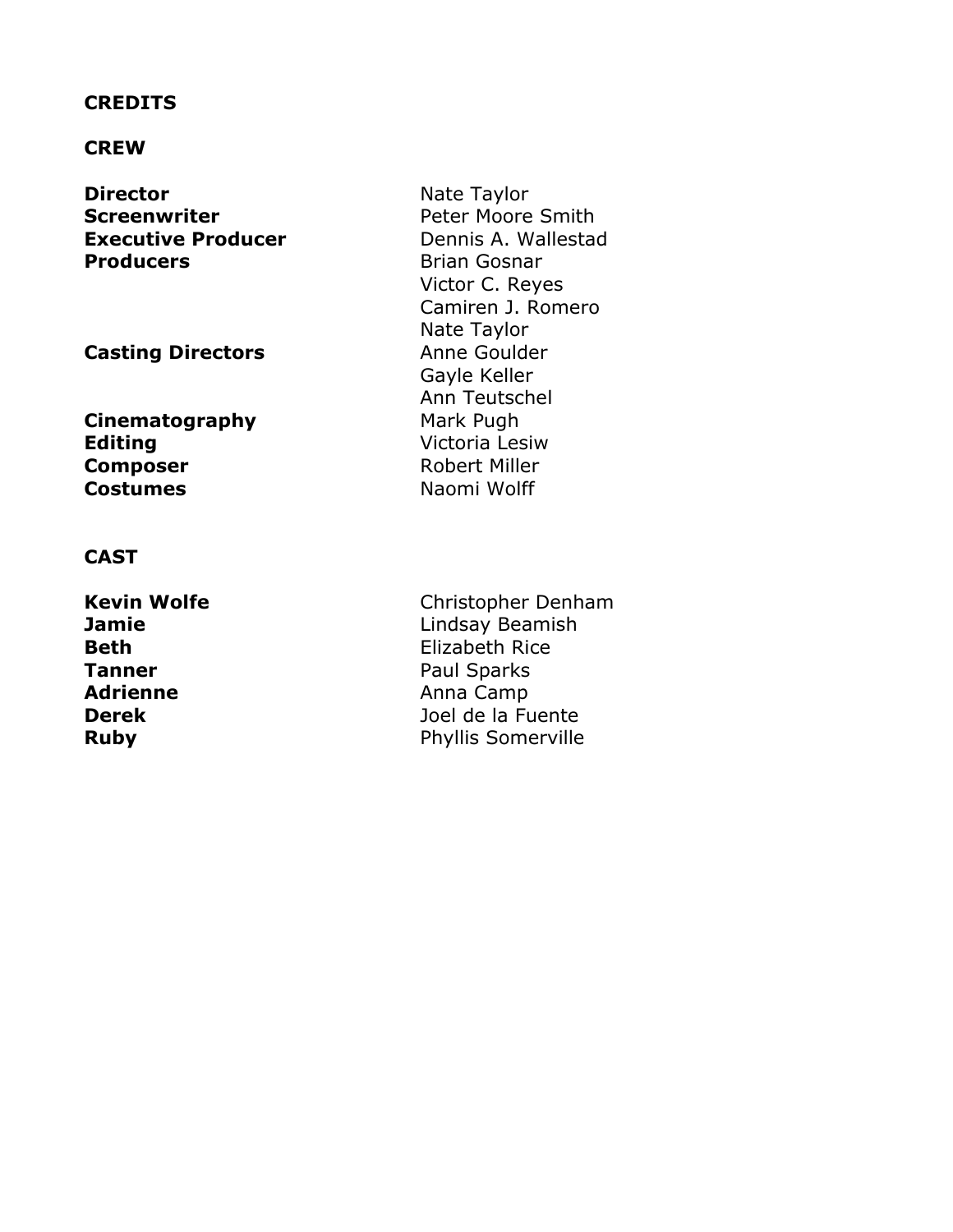## CREDITS

### CREW

| | |
|---|---|
| **Director** | Nate Taylor |
| **Screenwriter** | Peter Moore Smith |
| **Executive Producer** | Dennis A. Wallestad |
| **Producers** | Brian Gosnar |
| | Victor C. Reyes |
| | Camiren J. Romero |
| | Nate Taylor |
| **Casting Directors** | Anne Goulder |
| | Gayle Keller |
| | Ann Teutschel |
| **Cinematography** | Mark Pugh |
| **Editing** | Victoria Lesiw |
| **Composer** | Robert Miller |
| **Costumes** | Naomi Wolff |

### CAST

| | |
|---|---|
| **Kevin Wolfe** | Christopher Denham |
| **Jamie** | Lindsay Beamish |
| **Beth** | Elizabeth Rice |
| **Tanner** | Paul Sparks |
| **Adrienne** | Anna Camp |
| **Derek** | Joel de la Fuente |
| **Ruby** | Phyllis Somerville |